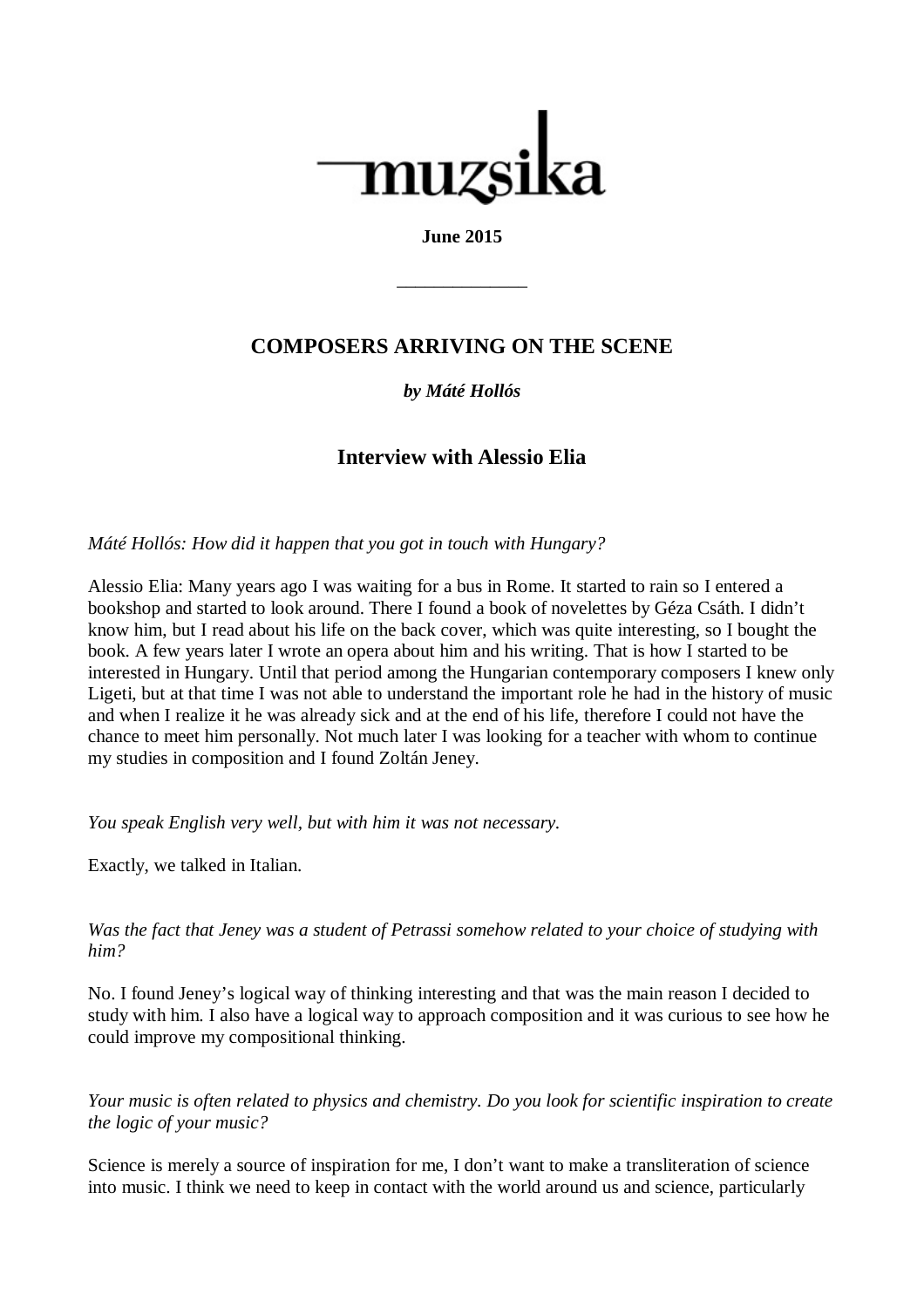# muzsika

**June 2015**

______________

## COMPOSERS ARRIVING ON THE SCENE

***by Máté Hollós***

### Interview with Alessio Elia

*Máté Hollós: How did it happen that you got in touch with Hungary?*

Alessio Elia: Many years ago I was waiting for a bus in Rome. It started to rain so I entered a bookshop and started to look around. There I found a book of novelettes by Géza Csáth. I didn't know him, but I read about his life on the back cover, which was quite interesting, so I bought the book. A few years later I wrote an opera about him and his writing. That is how I started to be interested in Hungary. Until that period among the Hungarian contemporary composers I knew only Ligeti, but at that time I was not able to understand the important role he had in the history of music and when I realize it he was already sick and at the end of his life, therefore I could not have the chance to meet him personally. Not much later I was looking for a teacher with whom to continue my studies in composition and I found Zoltán Jeney.

*You speak English very well, but with him it was not necessary.*

Exactly, we talked in Italian.

*Was the fact that Jeney was a student of Petrassi somehow related to your choice of studying with him?*

No. I found Jeney's logical way of thinking interesting and that was the main reason I decided to study with him. I also have a logical way to approach composition and it was curious to see how he could improve my compositional thinking.

*Your music is often related to physics and chemistry. Do you look for scientific inspiration to create the logic of your music?*

Science is merely a source of inspiration for me, I don't want to make a transliteration of science into music. I think we need to keep in contact with the world around us and science, particularly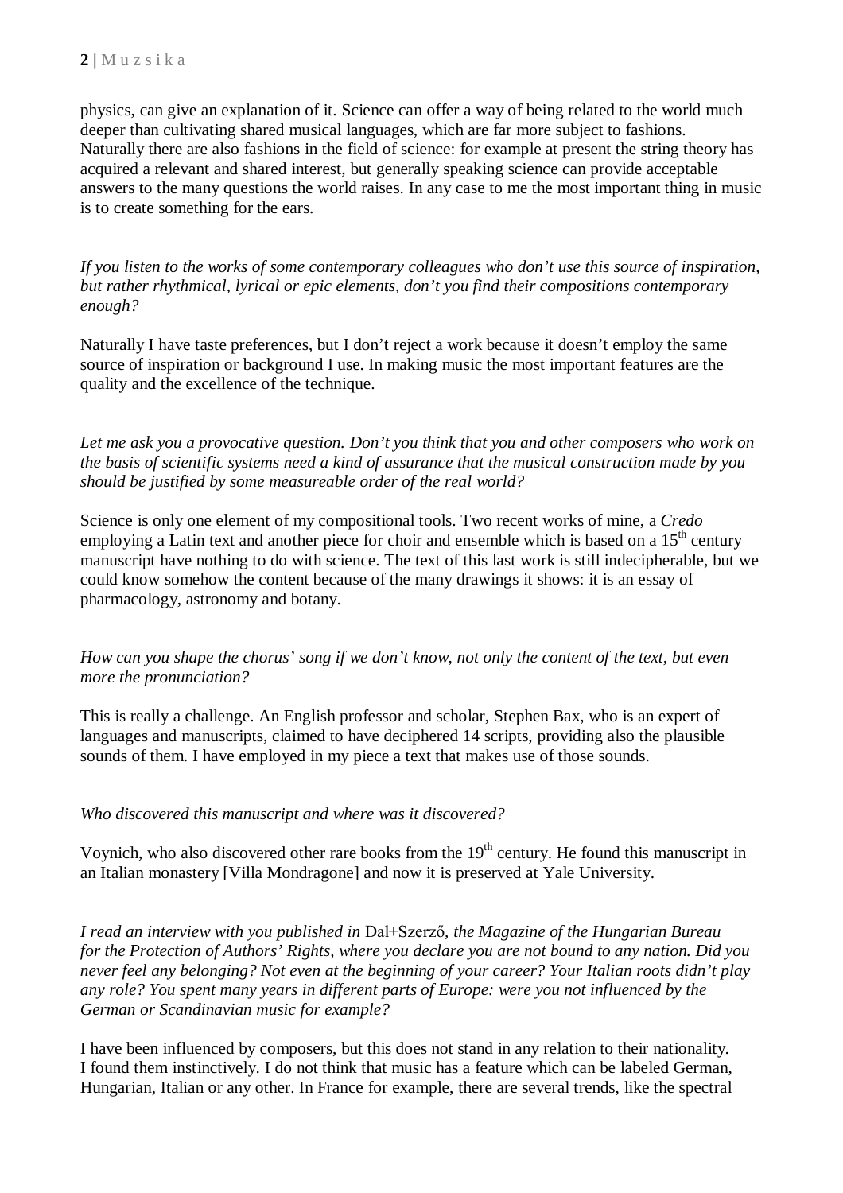physics, can give an explanation of it. Science can offer a way of being related to the world much deeper than cultivating shared musical languages, which are far more subject to fashions. Naturally there are also fashions in the field of science: for example at present the string theory has acquired a relevant and shared interest, but generally speaking science can provide acceptable answers to the many questions the world raises. In any case to me the most important thing in music is to create something for the ears.

*If you listen to the works of some contemporary colleagues who don't use this source of inspiration, but rather rhythmical, lyrical or epic elements, don't you find their compositions contemporary enough?*

Naturally I have taste preferences, but I don't reject a work because it doesn't employ the same source of inspiration or background I use. In making music the most important features are the quality and the excellence of the technique.

*Let me ask you a provocative question. Don't you think that you and other composers who work on the basis of scientific systems need a kind of assurance that the musical construction made by you should be justified by some measureable order of the real world?*

Science is only one element of my compositional tools. Two recent works of mine, a *Credo* employing a Latin text and another piece for choir and ensemble which is based on a 15th century manuscript have nothing to do with science. The text of this last work is still indecipherable, but we could know somehow the content because of the many drawings it shows: it is an essay of pharmacology, astronomy and botany.

*How can you shape the chorus' song if we don't know, not only the content of the text, but even more the pronunciation?*

This is really a challenge. An English professor and scholar, Stephen Bax, who is an expert of languages and manuscripts, claimed to have deciphered 14 scripts, providing also the plausible sounds of them. I have employed in my piece a text that makes use of those sounds.

*Who discovered this manuscript and where was it discovered?*

Voynich, who also discovered other rare books from the 19th century. He found this manuscript in an Italian monastery [Villa Mondragone] and now it is preserved at Yale University.

*I read an interview with you published in* Dal+Szerző, *the Magazine of the Hungarian Bureau for the Protection of Authors' Rights, where you declare you are not bound to any nation. Did you never feel any belonging? Not even at the beginning of your career? Your Italian roots didn't play any role? You spent many years in different parts of Europe: were you not influenced by the German or Scandinavian music for example?*

I have been influenced by composers, but this does not stand in any relation to their nationality. I found them instinctively. I do not think that music has a feature which can be labeled German, Hungarian, Italian or any other. In France for example, there are several trends, like the spectral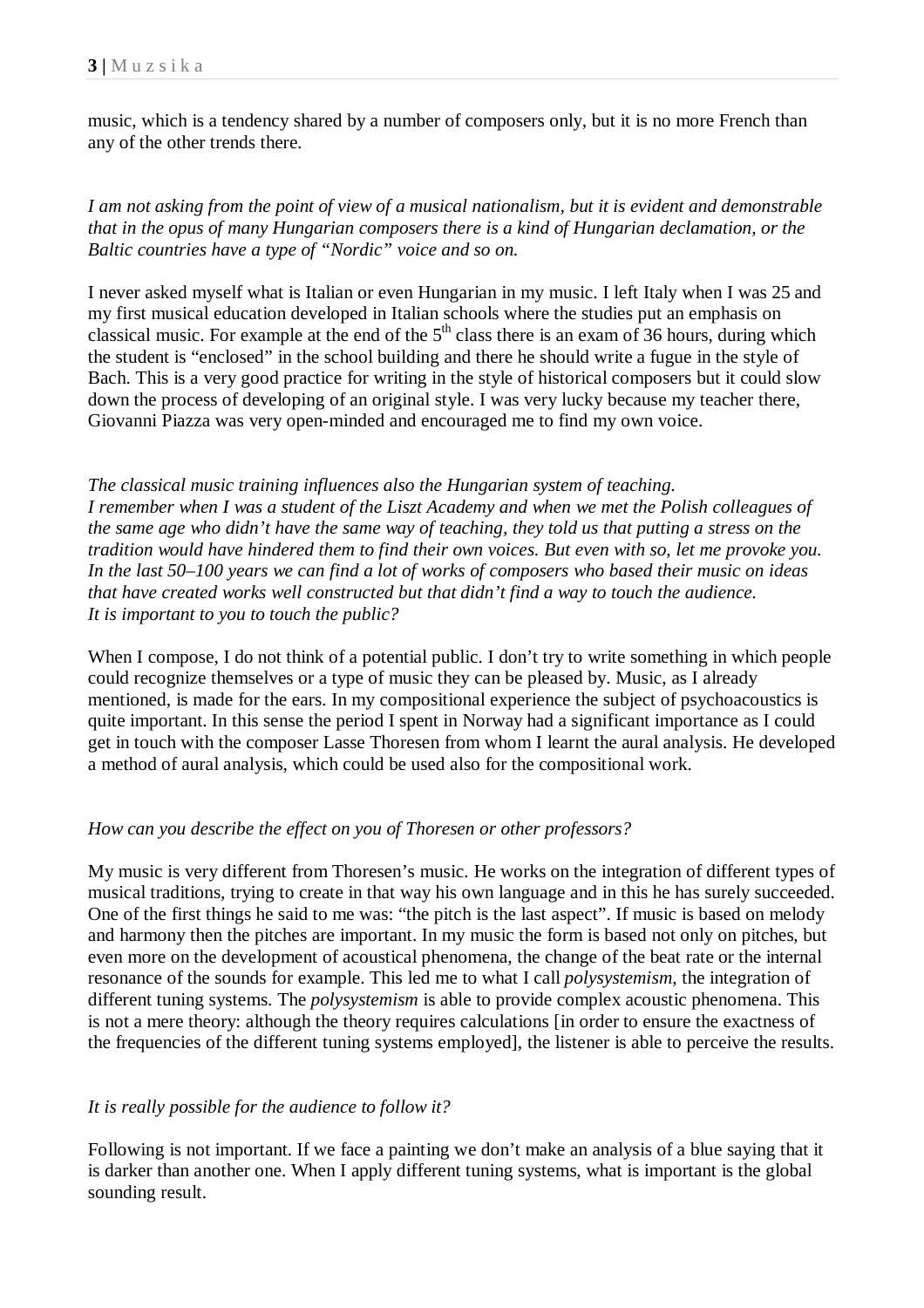music, which is a tendency shared by a number of composers only, but it is no more French than any of the other trends there.

*I am not asking from the point of view of a musical nationalism, but it is evident and demonstrable that in the opus of many Hungarian composers there is a kind of Hungarian declamation, or the Baltic countries have a type of "Nordic" voice and so on.*

I never asked myself what is Italian or even Hungarian in my music. I left Italy when I was 25 and my first musical education developed in Italian schools where the studies put an emphasis on classical music. For example at the end of the 5th class there is an exam of 36 hours, during which the student is "enclosed" in the school building and there he should write a fugue in the style of Bach. This is a very good practice for writing in the style of historical composers but it could slow down the process of developing of an original style. I was very lucky because my teacher there, Giovanni Piazza was very open-minded and encouraged me to find my own voice.

*The classical music training influences also the Hungarian system of teaching.*
*I remember when I was a student of the Liszt Academy and when we met the Polish colleagues of the same age who didn't have the same way of teaching, they told us that putting a stress on the tradition would have hindered them to find their own voices. But even with so, let me provoke you. In the last 50–100 years we can find a lot of works of composers who based their music on ideas that have created works well constructed but that didn't find a way to touch the audience.*
*It is important to you to touch the public?*

When I compose, I do not think of a potential public. I don't try to write something in which people could recognize themselves or a type of music they can be pleased by. Music, as I already mentioned, is made for the ears. In my compositional experience the subject of psychoacoustics is quite important. In this sense the period I spent in Norway had a significant importance as I could get in touch with the composer Lasse Thoresen from whom I learnt the aural analysis. He developed a method of aural analysis, which could be used also for the compositional work.

*How can you describe the effect on you of Thoresen or other professors?*

My music is very different from Thoresen's music. He works on the integration of different types of musical traditions, trying to create in that way his own language and in this he has surely succeeded. One of the first things he said to me was: "the pitch is the last aspect". If music is based on melody and harmony then the pitches are important. In my music the form is based not only on pitches, but even more on the development of acoustical phenomena, the change of the beat rate or the internal resonance of the sounds for example. This led me to what I call *polysystemism*, the integration of different tuning systems. The *polysystemism* is able to provide complex acoustic phenomena. This is not a mere theory: although the theory requires calculations [in order to ensure the exactness of the frequencies of the different tuning systems employed], the listener is able to perceive the results.

*It is really possible for the audience to follow it?*

Following is not important. If we face a painting we don't make an analysis of a blue saying that it is darker than another one. When I apply different tuning systems, what is important is the global sounding result.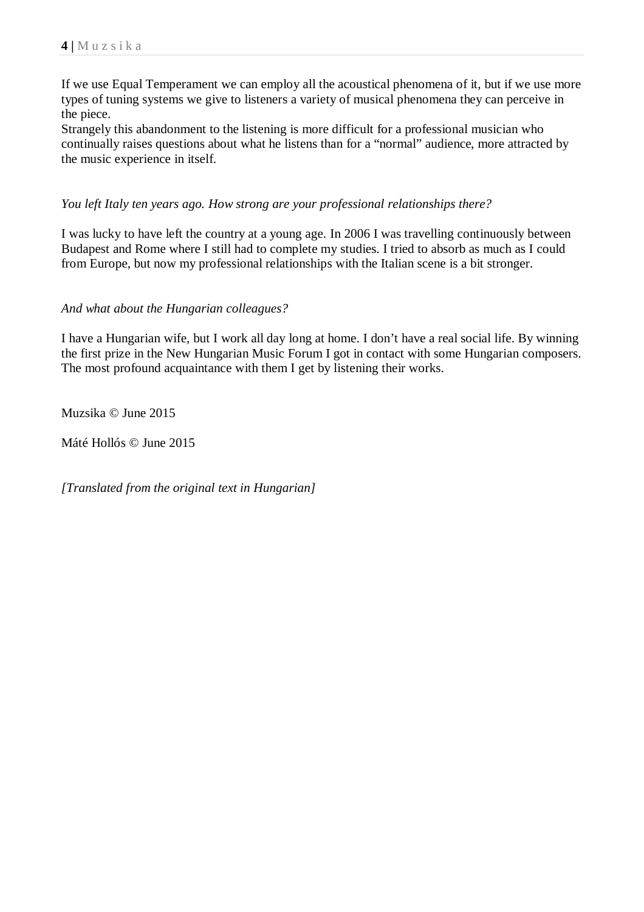If we use Equal Temperament we can employ all the acoustical phenomena of it, but if we use more types of tuning systems we give to listeners a variety of musical phenomena they can perceive in the piece.
Strangely this abandonment to the listening is more difficult for a professional musician who continually raises questions about what he listens than for a "normal" audience, more attracted by the music experience in itself.

*You left Italy ten years ago. How strong are your professional relationships there?*

I was lucky to have left the country at a young age. In 2006 I was travelling continuously between Budapest and Rome where I still had to complete my studies. I tried to absorb as much as I could from Europe, but now my professional relationships with the Italian scene is a bit stronger.

*And what about the Hungarian colleagues?*

I have a Hungarian wife, but I work all day long at home. I don't have a real social life. By winning the first prize in the New Hungarian Music Forum I got in contact with some Hungarian composers. The most profound acquaintance with them I get by listening their works.

Muzsika © June 2015

Máté Hollós © June 2015

*[Translated from the original text in Hungarian]*